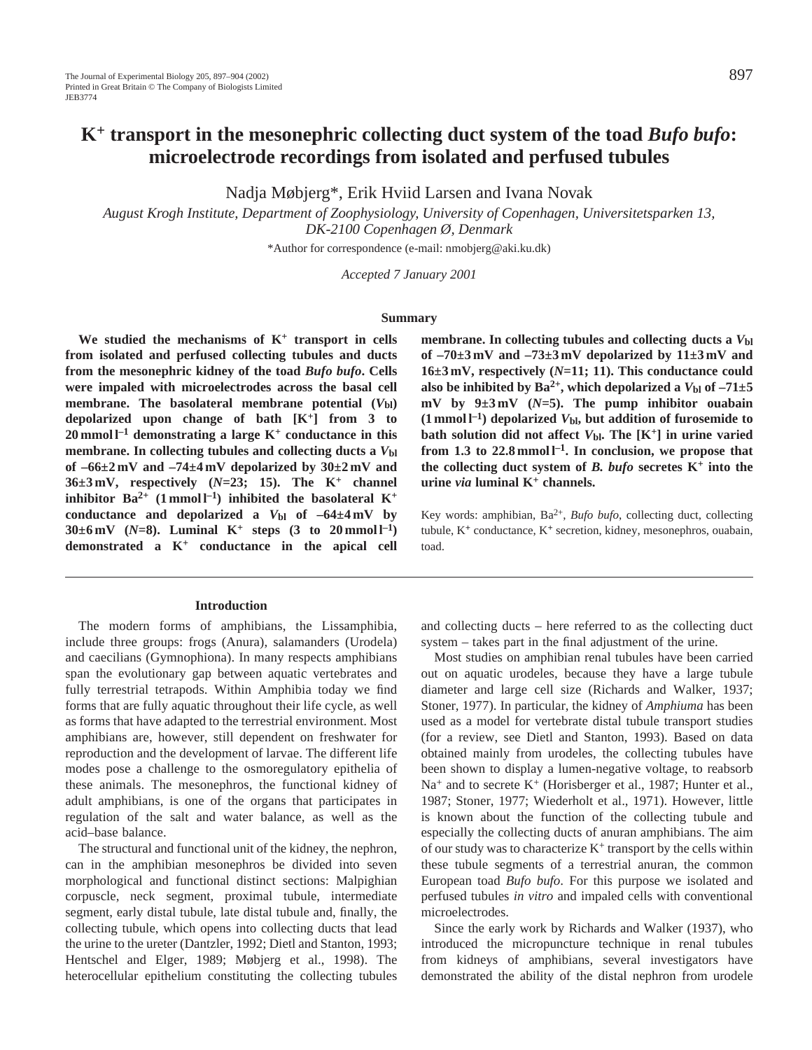# $K^+$ transport in the mesonephric collecting duct system of the toad *Bufo bufo*: microelectrode recordings from isolated and perfused tubules

Nadja Møbjerg*, Erik Hviid Larsen and Ivana Novak

*August Krogh Institute, Department of Zoophysiology, University of Copenhagen, Universitetsparken 13, DK-2100 Copenhagen Ø, Denmark*

*Author for correspondence (e-mail: nmobjerg@aki.ku.dk)

*Accepted 7 January 2001*

## Summary

**We studied the mechanisms of $K^+$ transport in cells from isolated and perfused collecting tubules and ducts from the mesonephric kidney of the toad *Bufo bufo*. Cells were impaled with microelectrodes across the basal cell membrane. The basolateral membrane potential ($V_{bl}$) depolarized upon change of bath $[K^+]$ from 3 to 20 mmol l$^{-1}$ demonstrating a large $K^+$ conductance in this membrane. In collecting tubules and collecting ducts a $V_{bl}$ of –66±2 mV and –74±4 mV depolarized by 30±2 mV and 36±3 mV, respectively ($N$=23; 15). The $K^+$ channel inhibitor $Ba^{2+}$ (1 mmol l$^{-1}$) inhibited the basolateral $K^+$ conductance and depolarized a $V_{bl}$ of –64±4 mV by 30±6 mV ($N$=8). Luminal $K^+$ steps (3 to 20 mmol l$^{-1}$) demonstrated a $K^+$ conductance in the apical cell membrane. In collecting tubules and collecting ducts a $V_{bl}$ of –70±3 mV and –73±3 mV depolarized by 11±3 mV and 16±3 mV, respectively ($N$=11; 11). This conductance could also be inhibited by $Ba^{2+}$, which depolarized a $V_{bl}$ of –71±5 mV by 9±3 mV ($N$=5). The pump inhibitor ouabain (1 mmol l$^{-1}$) depolarized $V_{bl}$, but addition of furosemide to bath solution did not affect $V_{bl}$. The $[K^+]$ in urine varied from 1.3 to 22.8 mmol l$^{-1}$. In conclusion, we propose that the collecting duct system of *B. bufo* secretes $K^+$ into the urine *via* luminal $K^+$ channels.**

Key words: amphibian, $Ba^{2+}$, *Bufo bufo*, collecting duct, collecting tubule, $K^+$ conductance, $K^+$ secretion, kidney, mesonephros, ouabain, toad.

## Introduction

The modern forms of amphibians, the Lissamphibia, include three groups: frogs (Anura), salamanders (Urodela) and caecilians (Gymnophiona). In many respects amphibians span the evolutionary gap between aquatic vertebrates and fully terrestrial tetrapods. Within Amphibia today we find forms that are fully aquatic throughout their life cycle, as well as forms that have adapted to the terrestrial environment. Most amphibians are, however, still dependent on freshwater for reproduction and the development of larvae. The different life modes pose a challenge to the osmoregulatory epithelia of these animals. The mesonephros, the functional kidney of adult amphibians, is one of the organs that participates in regulation of the salt and water balance, as well as the acid–base balance.

The structural and functional unit of the kidney, the nephron, can in the amphibian mesonephros be divided into seven morphological and functional distinct sections: Malpighian corpuscle, neck segment, proximal tubule, intermediate segment, early distal tubule, late distal tubule and, finally, the collecting tubule, which opens into collecting ducts that lead the urine to the ureter (Dantzler, 1992; Dietl and Stanton, 1993; Hentschel and Elger, 1989; Møbjerg et al., 1998). The heterocellular epithelium constituting the collecting tubules and collecting ducts – here referred to as the collecting duct system – takes part in the final adjustment of the urine.

Most studies on amphibian renal tubules have been carried out on aquatic urodeles, because they have a large tubule diameter and large cell size (Richards and Walker, 1937; Stoner, 1977). In particular, the kidney of *Amphiuma* has been used as a model for vertebrate distal tubule transport studies (for a review, see Dietl and Stanton, 1993). Based on data obtained mainly from urodeles, the collecting tubules have been shown to display a lumen-negative voltage, to reabsorb $Na^+$ and to secrete $K^+$ (Horisberger et al., 1987; Hunter et al., 1987; Stoner, 1977; Wiederholt et al., 1971). However, little is known about the function of the collecting tubule and especially the collecting ducts of anuran amphibians. The aim of our study was to characterize $K^+$ transport by the cells within these tubule segments of a terrestrial anuran, the common European toad *Bufo bufo*. For this purpose we isolated and perfused tubules *in vitro* and impaled cells with conventional microelectrodes.

Since the early work by Richards and Walker (1937), who introduced the micropuncture technique in renal tubules from kidneys of amphibians, several investigators have demonstrated the ability of the distal nephron from urodele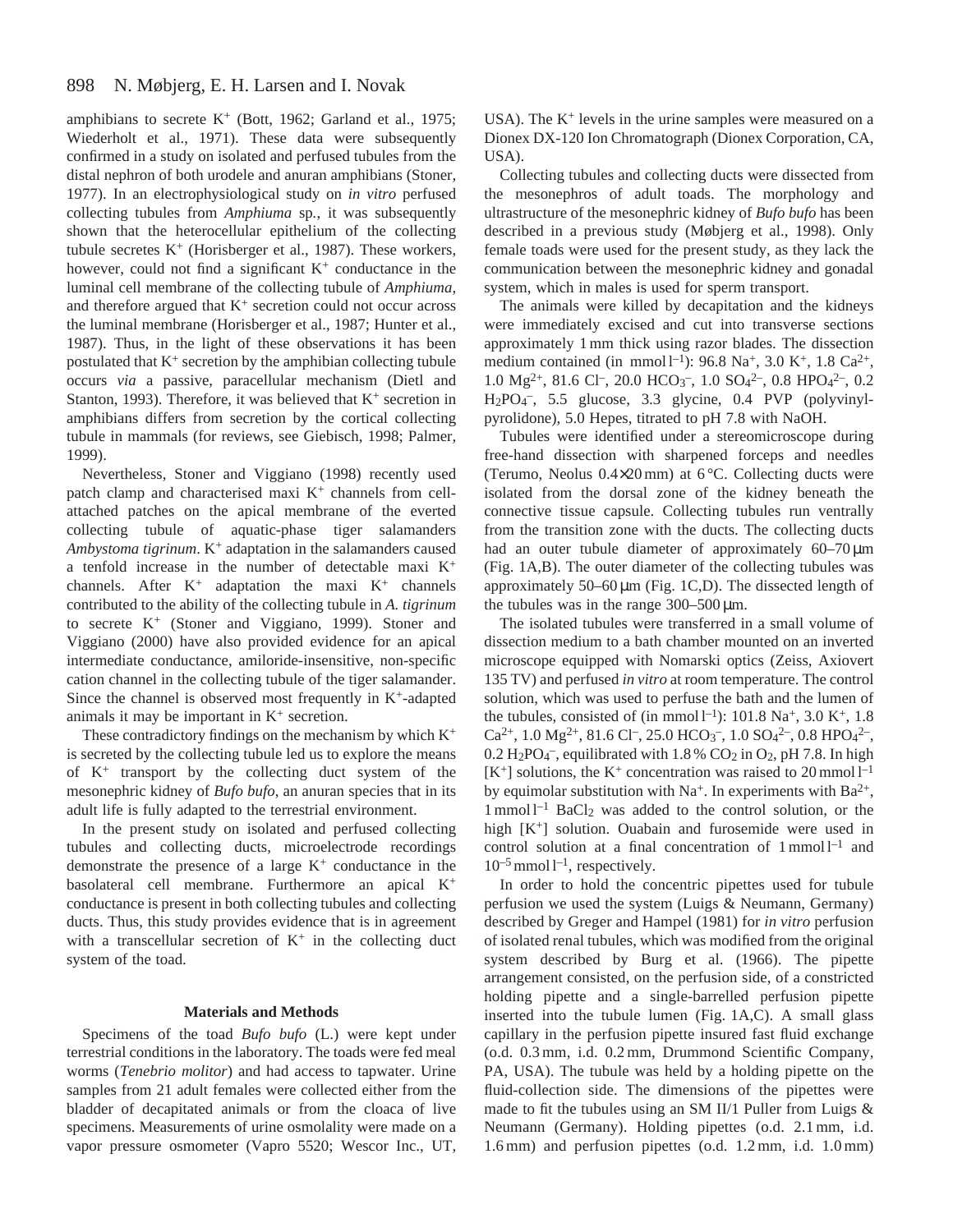amphibians to secrete $K^+$ (Bott, 1962; Garland et al., 1975; Wiederholt et al., 1971). These data were subsequently confirmed in a study on isolated and perfused tubules from the distal nephron of both urodele and anuran amphibians (Stoner, 1977). In an electrophysiological study on *in vitro* perfused collecting tubules from *Amphiuma* sp., it was subsequently shown that the heterocellular epithelium of the collecting tubule secretes $K^+$ (Horisberger et al., 1987). These workers, however, could not find a significant $K^+$ conductance in the luminal cell membrane of the collecting tubule of *Amphiuma*, and therefore argued that $K^+$ secretion could not occur across the luminal membrane (Horisberger et al., 1987; Hunter et al., 1987). Thus, in the light of these observations it has been postulated that $K^+$ secretion by the amphibian collecting tubule occurs *via* a passive, paracellular mechanism (Dietl and Stanton, 1993). Therefore, it was believed that $K^+$ secretion in amphibians differs from secretion by the cortical collecting tubule in mammals (for reviews, see Giebisch, 1998; Palmer, 1999).

Nevertheless, Stoner and Viggiano (1998) recently used patch clamp and characterised maxi $K^+$ channels from cell-attached patches on the apical membrane of the everted collecting tubule of aquatic-phase tiger salamanders *Ambystoma tigrinum*. $K^+$ adaptation in the salamanders caused a tenfold increase in the number of detectable maxi $K^+$ channels. After $K^+$ adaptation the maxi $K^+$ channels contributed to the ability of the collecting tubule in *A. tigrinum* to secrete $K^+$ (Stoner and Viggiano, 1999). Stoner and Viggiano (2000) have also provided evidence for an apical intermediate conductance, amiloride-insensitive, non-specific cation channel in the collecting tubule of the tiger salamander. Since the channel is observed most frequently in $K^+$-adapted animals it may be important in $K^+$ secretion.

These contradictory findings on the mechanism by which $K^+$ is secreted by the collecting tubule led us to explore the means of $K^+$ transport by the collecting duct system of the mesonephric kidney of *Bufo bufo*, an anuran species that in its adult life is fully adapted to the terrestrial environment.

In the present study on isolated and perfused collecting tubules and collecting ducts, microelectrode recordings demonstrate the presence of a large $K^+$ conductance in the basolateral cell membrane. Furthermore an apical $K^+$ conductance is present in both collecting tubules and collecting ducts. Thus, this study provides evidence that is in agreement with a transcellular secretion of $K^+$ in the collecting duct system of the toad.

## Materials and Methods

Specimens of the toad *Bufo bufo* (L.) were kept under terrestrial conditions in the laboratory. The toads were fed meal worms (*Tenebrio molitor*) and had access to tapwater. Urine samples from 21 adult females were collected either from the bladder of decapitated animals or from the cloaca of live specimens. Measurements of urine osmolality were made on a vapor pressure osmometer (Vapro 5520; Wescor Inc., UT, USA). The $K^+$ levels in the urine samples were measured on a Dionex DX-120 Ion Chromatograph (Dionex Corporation, CA, USA).

Collecting tubules and collecting ducts were dissected from the mesonephros of adult toads. The morphology and ultrastructure of the mesonephric kidney of *Bufo bufo* has been described in a previous study (Møbjerg et al., 1998). Only female toads were used for the present study, as they lack the communication between the mesonephric kidney and gonadal system, which in males is used for sperm transport.

The animals were killed by decapitation and the kidneys were immediately excised and cut into transverse sections approximately 1 mm thick using razor blades. The dissection medium contained (in mmol l$^{-1}$): 96.8 $Na^+$, 3.0 $K^+$, 1.8 $Ca^{2+}$, 1.0 $Mg^{2+}$, 81.6 $Cl^-$, 20.0 $HCO_3^-$, 1.0 $SO_4^{2-}$, 0.8 $HPO_4^{2-}$, 0.2 $H_2PO_4^-$, 5.5 glucose, 3.3 glycine, 0.4 PVP (polyvinyl-pyrolidone), 5.0 Hepes, titrated to pH 7.8 with NaOH.

Tubules were identified under a stereomicroscope during free-hand dissection with sharpened forceps and needles (Terumo, Neolus 0.4×20 mm) at 6 °C. Collecting ducts were isolated from the dorsal zone of the kidney beneath the connective tissue capsule. Collecting tubules run ventrally from the transition zone with the ducts. The collecting ducts had an outer tubule diameter of approximately 60–70 μm (Fig. 1A,B). The outer diameter of the collecting tubules was approximately 50–60 μm (Fig. 1C,D). The dissected length of the tubules was in the range 300–500 μm.

The isolated tubules were transferred in a small volume of dissection medium to a bath chamber mounted on an inverted microscope equipped with Nomarski optics (Zeiss, Axiovert 135 TV) and perfused *in vitro* at room temperature. The control solution, which was used to perfuse the bath and the lumen of the tubules, consisted of (in mmol l$^{-1}$): 101.8 $Na^+$, 3.0 $K^+$, 1.8 $Ca^{2+}$, 1.0 $Mg^{2+}$, 81.6 $Cl^-$, 25.0 $HCO_3^-$, 1.0 $SO_4^{2-}$, 0.8 $HPO_4^{2-}$, 0.2 $H_2PO_4^-$, equilibrated with 1.8 % $CO_2$ in $O_2$, pH 7.8. In high [$K^+$] solutions, the $K^+$ concentration was raised to 20 mmol l$^{-1}$ by equimolar substitution with $Na^+$. In experiments with $Ba^{2+}$, 1 mmol l$^{-1}$ $BaCl_2$ was added to the control solution, or the high [$K^+$] solution. Ouabain and furosemide were used in control solution at a final concentration of 1 mmol l$^{-1}$ and $10^{-5}$ mmol l$^{-1}$, respectively.

In order to hold the concentric pipettes used for tubule perfusion we used the system (Luigs & Neumann, Germany) described by Greger and Hampel (1981) for *in vitro* perfusion of isolated renal tubules, which was modified from the original system described by Burg et al. (1966). The pipette arrangement consisted, on the perfusion side, of a constricted holding pipette and a single-barrelled perfusion pipette inserted into the tubule lumen (Fig. 1A,C). A small glass capillary in the perfusion pipette insured fast fluid exchange (o.d. 0.3 mm, i.d. 0.2 mm, Drummond Scientific Company, PA, USA). The tubule was held by a holding pipette on the fluid-collection side. The dimensions of the pipettes were made to fit the tubules using an SM II/1 Puller from Luigs & Neumann (Germany). Holding pipettes (o.d. 2.1 mm, i.d. 1.6 mm) and perfusion pipettes (o.d. 1.2 mm, i.d. 1.0 mm)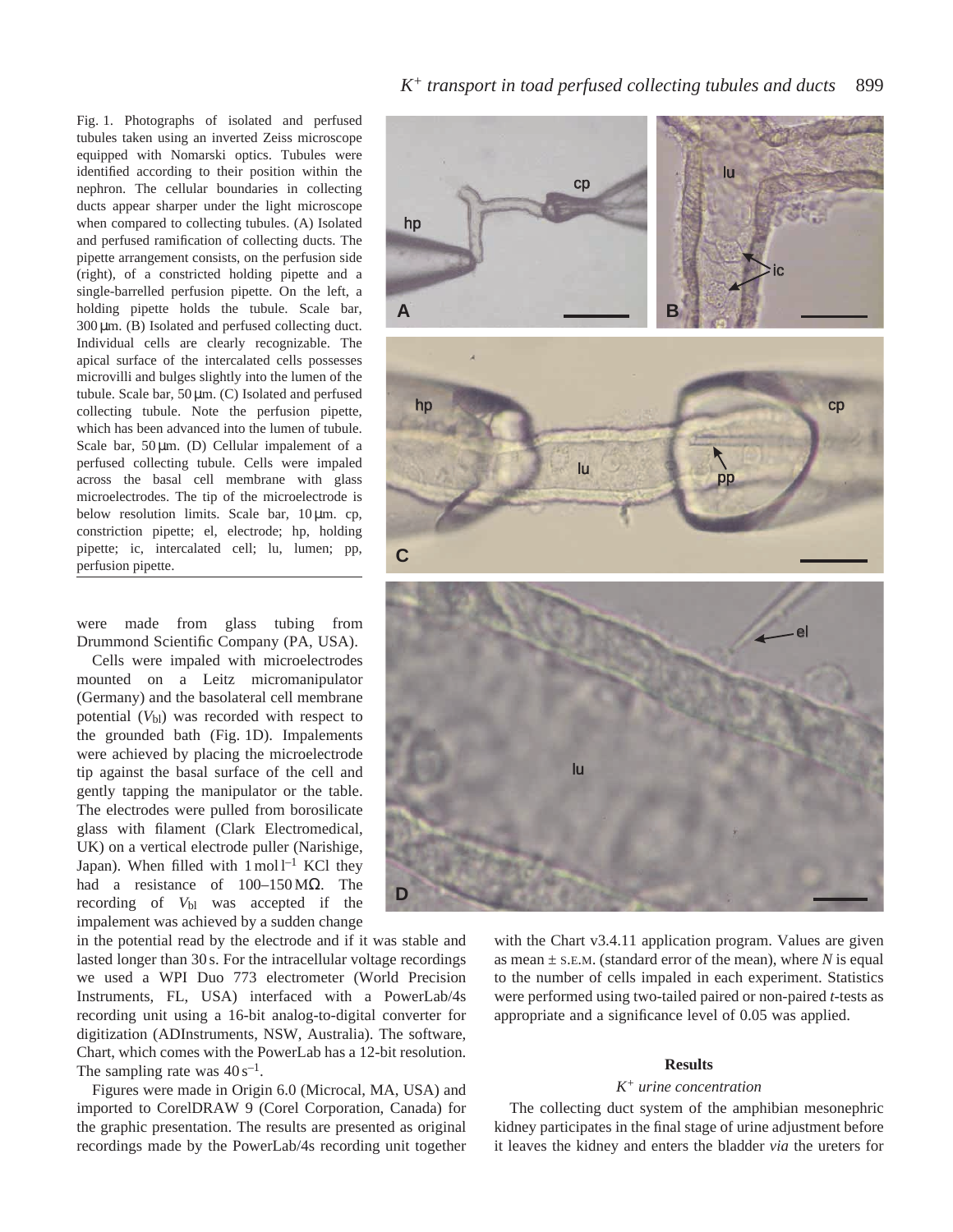Fig. 1. Photographs of isolated and perfused tubules taken using an inverted Zeiss microscope equipped with Nomarski optics. Tubules were identified according to their position within the nephron. The cellular boundaries in collecting ducts appear sharper under the light microscope when compared to collecting tubules. (A) Isolated and perfused ramification of collecting ducts. The pipette arrangement consists, on the perfusion side (right), of a constricted holding pipette and a single-barrelled perfusion pipette. On the left, a holding pipette holds the tubule. Scale bar, 300 μm. (B) Isolated and perfused collecting duct. Individual cells are clearly recognizable. The apical surface of the intercalated cells possesses microvilli and bulges slightly into the lumen of the tubule. Scale bar, 50 μm. (C) Isolated and perfused collecting tubule. Note the perfusion pipette, which has been advanced into the lumen of tubule. Scale bar, 50 μm. (D) Cellular impalement of a perfused collecting tubule. Cells were impaled across the basal cell membrane with glass microelectrodes. The tip of the microelectrode is below resolution limits. Scale bar, 10 μm. cp, constriction pipette; el, electrode; hp, holding pipette; ic, intercalated cell; lu, lumen; pp, perfusion pipette.

were made from glass tubing from Drummond Scientific Company (PA, USA).

Cells were impaled with microelectrodes mounted on a Leitz micromanipulator (Germany) and the basolateral cell membrane potential ($V_{bl}$) was recorded with respect to the grounded bath (Fig. 1D). Impalements were achieved by placing the microelectrode tip against the basal surface of the cell and gently tapping the manipulator or the table. The electrodes were pulled from borosilicate glass with filament (Clark Electromedical, UK) on a vertical electrode puller (Narishige, Japan). When filled with $1\,\text{mol}\,l^{-1}$ KCl they had a resistance of 100–150 MΩ. The recording of $V_{bl}$ was accepted if the impalement was achieved by a sudden change in the potential read by the electrode and if it was stable and lasted longer than 30 s. For the intracellular voltage recordings we used a WPI Duo 773 electrometer (World Precision Instruments, FL, USA) interfaced with a PowerLab/4s recording unit using a 16-bit analog-to-digital converter for digitization (ADInstruments, NSW, Australia). The software, Chart, which comes with the PowerLab has a 12-bit resolution. The sampling rate was $40\,s^{-1}$.

Figures were made in Origin 6.0 (Microcal, MA, USA) and imported to CorelDRAW 9 (Corel Corporation, Canada) for the graphic presentation. The results are presented as original recordings made by the PowerLab/4s recording unit together with the Chart v3.4.11 application program. Values are given as mean ± S.E.M. (standard error of the mean), where *N* is equal to the number of cells impaled in each experiment. Statistics were performed using two-tailed paired or non-paired *t*-tests as appropriate and a significance level of 0.05 was applied.

## Results

### *$K^+$ urine concentration*

The collecting duct system of the amphibian mesonephric kidney participates in the final stage of urine adjustment before it leaves the kidney and enters the bladder *via* the ureters for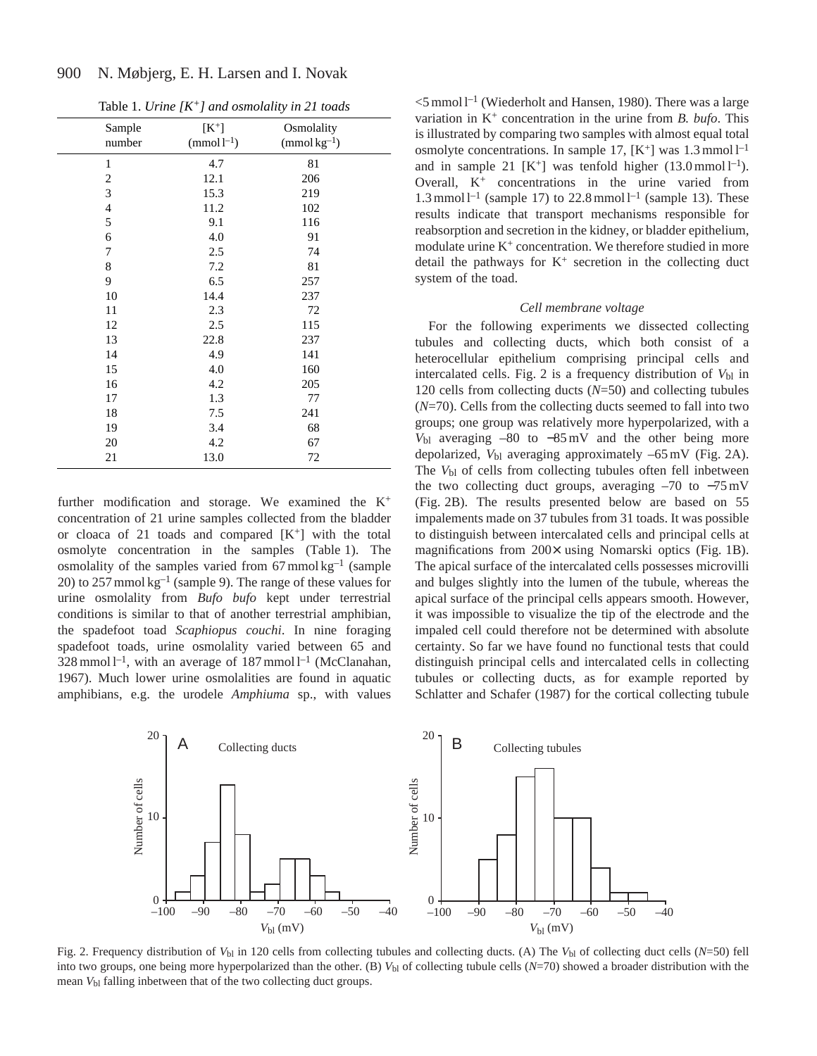Table 1. *Urine [K+] and osmolality in 21 toads*

| Sample number | $[K^+]$ ($mmol\,l^{-1}$) | Osmolality ($mmol\,kg^{-1}$) |
|---|---|---|
| 1 | 4.7 | 81 |
| 2 | 12.1 | 206 |
| 3 | 15.3 | 219 |
| 4 | 11.2 | 102 |
| 5 | 9.1 | 116 |
| 6 | 4.0 | 91 |
| 7 | 2.5 | 74 |
| 8 | 7.2 | 81 |
| 9 | 6.5 | 257 |
| 10 | 14.4 | 237 |
| 11 | 2.3 | 72 |
| 12 | 2.5 | 115 |
| 13 | 22.8 | 237 |
| 14 | 4.9 | 141 |
| 15 | 4.0 | 160 |
| 16 | 4.2 | 205 |
| 17 | 1.3 | 77 |
| 18 | 7.5 | 241 |
| 19 | 3.4 | 68 |
| 20 | 4.2 | 67 |
| 21 | 13.0 | 72 |

further modification and storage. We examined the $K^+$ concentration of 21 urine samples collected from the bladder or cloaca of 21 toads and compared $[K^+]$ with the total osmolyte concentration in the samples (Table 1). The osmolality of the samples varied from 67 $mmol\,kg^{-1}$ (sample 20) to 257 $mmol\,kg^{-1}$ (sample 9). The range of these values for urine osmolality from *Bufo bufo* kept under terrestrial conditions is similar to that of another terrestrial amphibian, the spadefoot toad *Scaphiopus couchi*. In nine foraging spadefoot toads, urine osmolality varied between 65 and 328 $mmol\,l^{-1}$, with an average of 187 $mmol\,l^{-1}$ (McClanahan, 1967). Much lower urine osmolalities are found in aquatic amphibians, e.g. the urodele *Amphiuma* sp., with values <5 $mmol\,l^{-1}$ (Wiederholt and Hansen, 1980). There was a large variation in $K^+$ concentration in the urine from *B. bufo*. This is illustrated by comparing two samples with almost equal total osmolyte concentrations. In sample 17, $[K^+]$ was 1.3 $mmol\,l^{-1}$ and in sample 21 $[K^+]$ was tenfold higher (13.0 $mmol\,l^{-1}$). Overall, $K^+$ concentrations in the urine varied from 1.3 $mmol\,l^{-1}$ (sample 17) to 22.8 $mmol\,l^{-1}$ (sample 13). These results indicate that transport mechanisms responsible for reabsorption and secretion in the kidney, or bladder epithelium, modulate urine $K^+$ concentration. We therefore studied in more detail the pathways for $K^+$ secretion in the collecting duct system of the toad.

### *Cell membrane voltage*

For the following experiments we dissected collecting tubules and collecting ducts, which both consist of a heterocellular epithelium comprising principal cells and intercalated cells. Fig. 2 is a frequency distribution of $V_{bl}$ in 120 cells from collecting ducts ($N$=50) and collecting tubules ($N$=70). Cells from the collecting ducts seemed to fall into two groups; one group was relatively more hyperpolarized, with a $V_{bl}$ averaging –80 to −85 mV and the other being more depolarized, $V_{bl}$ averaging approximately –65 mV (Fig. 2A). The $V_{bl}$ of cells from collecting tubules often fell inbetween the two collecting duct groups, averaging –70 to −75 mV (Fig. 2B). The results presented below are based on 55 impalements made on 37 tubules from 31 toads. It was possible to distinguish between intercalated cells and principal cells at magnifications from 200× using Nomarski optics (Fig. 1B). The apical surface of the intercalated cells possesses microvilli and bulges slightly into the lumen of the tubule, whereas the apical surface of the principal cells appears smooth. However, it was impossible to visualize the tip of the electrode and the impaled cell could therefore not be determined with absolute certainty. So far we have found no functional tests that could distinguish principal cells and intercalated cells in collecting tubules or collecting ducts, as for example reported by Schlatter and Schafer (1987) for the cortical collecting tubule

Fig. 2. Frequency distribution of $V_{bl}$ in 120 cells from collecting tubules and collecting ducts. (A) The $V_{bl}$ of collecting duct cells ($N$=50) fell into two groups, one being more hyperpolarized than the other. (B) $V_{bl}$ of collecting tubule cells ($N$=70) showed a broader distribution with the mean $V_{bl}$ falling inbetween that of the two collecting duct groups.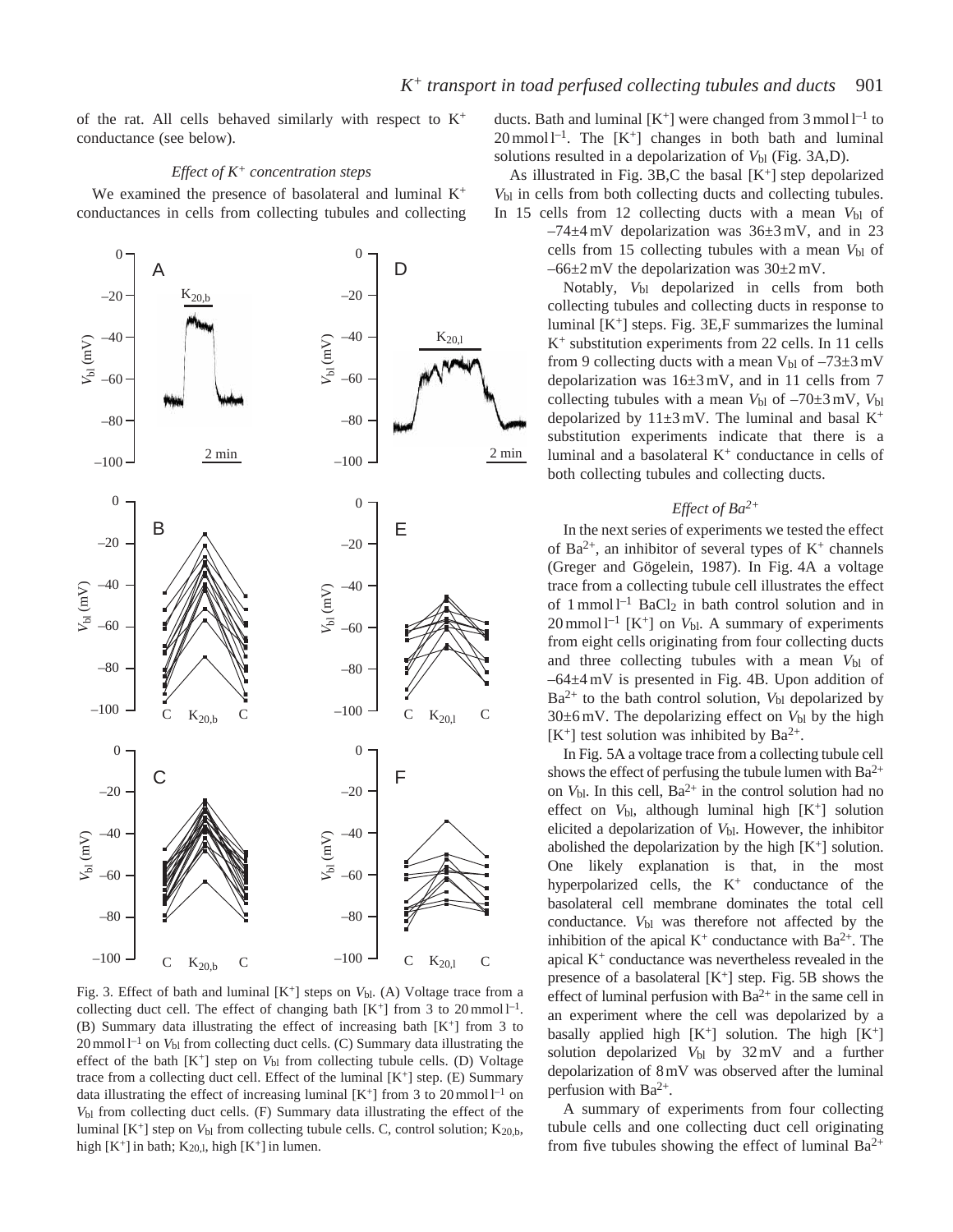of the rat. All cells behaved similarly with respect to $K^+$ conductance (see below).

### *Effect of $K^+$ concentration steps*

We examined the presence of basolateral and luminal $K^+$ conductances in cells from collecting tubules and collecting ducts. Bath and luminal $[K^+]$ were changed from 3 mmol $l^{-1}$ to 20 mmol $l^{-1}$. The $[K^+]$ changes in both bath and luminal solutions resulted in a depolarization of $V_{bl}$ (Fig. 3A,D).

As illustrated in Fig. 3B,C the basal $[K^+]$ step depolarized $V_{bl}$ in cells from both collecting ducts and collecting tubules. In 15 cells from 12 collecting ducts with a mean $V_{bl}$ of $-74\pm4$ mV depolarization was $36\pm3$ mV, and in 23 cells from 15 collecting tubules with a mean $V_{bl}$ of $-66\pm2$ mV the depolarization was $30\pm2$ mV.

Notably, $V_{bl}$ depolarized in cells from both collecting tubules and collecting ducts in response to luminal $[K^+]$ steps. Fig. 3E,F summarizes the luminal $K^+$ substitution experiments from 22 cells. In 11 cells from 9 collecting ducts with a mean $V_{bl}$ of $-73\pm3$ mV depolarization was $16\pm3$ mV, and in 11 cells from 7 collecting tubules with a mean $V_{bl}$ of $-70\pm3$ mV, $V_{bl}$ depolarized by $11\pm3$ mV. The luminal and basal $K^+$ substitution experiments indicate that there is a luminal and a basolateral $K^+$ conductance in cells of both collecting tubules and collecting ducts.

Fig. 3. Effect of bath and luminal $[K^+]$ steps on $V_{bl}$. (A) Voltage trace from a collecting duct cell. The effect of changing bath $[K^+]$ from 3 to 20 mmol $l^{-1}$. (B) Summary data illustrating the effect of increasing bath $[K^+]$ from 3 to 20 mmol $l^{-1}$ on $V_{bl}$ from collecting duct cells. (C) Summary data illustrating the effect of the bath $[K^+]$ step on $V_{bl}$ from collecting tubule cells. (D) Voltage trace from a collecting duct cell. Effect of the luminal $[K^+]$ step. (E) Summary data illustrating the effect of increasing luminal $[K^+]$ from 3 to 20 mmol $l^{-1}$ on $V_{bl}$ from collecting duct cells. (F) Summary data illustrating the effect of the luminal $[K^+]$ step on $V_{bl}$ from collecting tubule cells. C, control solution; $K_{20,b}$, high $[K^+]$ in bath; $K_{20,l}$, high $[K^+]$ in lumen.

### *Effect of $Ba^{2+}$*

In the next series of experiments we tested the effect of $Ba^{2+}$, an inhibitor of several types of $K^+$ channels (Greger and Gögelein, 1987). In Fig. 4A a voltage trace from a collecting tubule cell illustrates the effect of 1 mmol $l^{-1}$ $BaCl_2$ in bath control solution and in 20 mmol $l^{-1}$ $[K^+]$ on $V_{bl}$. A summary of experiments from eight cells originating from four collecting ducts and three collecting tubules with a mean $V_{bl}$ of $-64\pm4$ mV is presented in Fig. 4B. Upon addition of $Ba^{2+}$ to the bath control solution, $V_{bl}$ depolarized by $30\pm6$ mV. The depolarizing effect on $V_{bl}$ by the high $[K^+]$ test solution was inhibited by $Ba^{2+}$.

In Fig. 5A a voltage trace from a collecting tubule cell shows the effect of perfusing the tubule lumen with $Ba^{2+}$ on $V_{bl}$. In this cell, $Ba^{2+}$ in the control solution had no effect on $V_{bl}$, although luminal high $[K^+]$ solution elicited a depolarization of $V_{bl}$. However, the inhibitor abolished the depolarization by the high $[K^+]$ solution. One likely explanation is that, in the most hyperpolarized cells, the $K^+$ conductance of the basolateral cell membrane dominates the total cell conductance. $V_{bl}$ was therefore not affected by the inhibition of the apical $K^+$ conductance with $Ba^{2+}$. The apical $K^+$ conductance was nevertheless revealed in the presence of a basolateral $[K^+]$ step. Fig. 5B shows the effect of luminal perfusion with $Ba^{2+}$ in the same cell in an experiment where the cell was depolarized by a basally applied high $[K^+]$ solution. The high $[K^+]$ solution depolarized $V_{bl}$ by 32 mV and a further depolarization of 8 mV was observed after the luminal perfusion with $Ba^{2+}$.

A summary of experiments from four collecting tubule cells and one collecting duct cell originating from five tubules showing the effect of luminal $Ba^{2+}$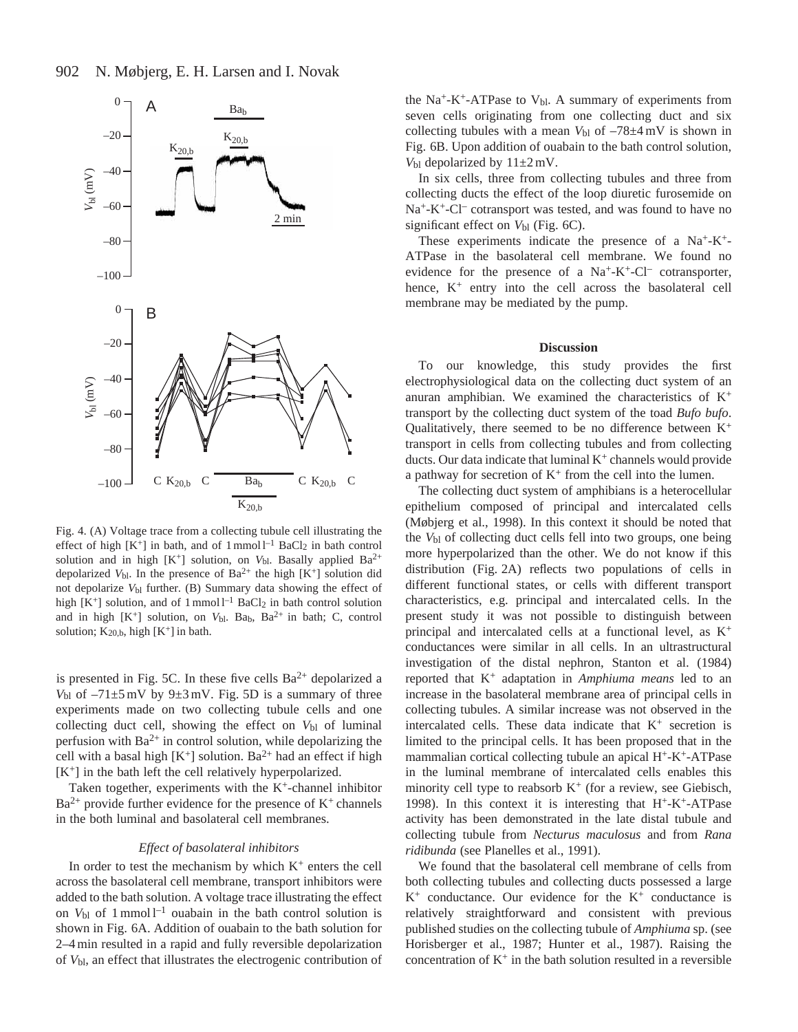Fig. 4. (A) Voltage trace from a collecting tubule cell illustrating the effect of high [K$^+$] in bath, and of 1 mmol l$^{-1}$ $BaCl_2$ in bath control solution and in high [K$^+$] solution, on $V_{bl}$. Basally applied $Ba^{2+}$ depolarized $V_{bl}$. In the presence of $Ba^{2+}$ the high [K$^+$] solution did not depolarize $V_{bl}$ further. (B) Summary data showing the effect of high [K$^+$] solution, and of 1 mmol l$^{-1}$ $BaCl_2$ in bath control solution and in high [K$^+$] solution, on $V_{bl}$. $Ba_b$, $Ba^{2+}$ in bath; C, control solution; $K_{20,b}$, high [K$^+$] in bath.

is presented in Fig. 5C. In these five cells $Ba^{2+}$ depolarized a $V_{bl}$ of −71±5 mV by 9±3 mV. Fig. 5D is a summary of three experiments made on two collecting tubule cells and one collecting duct cell, showing the effect on $V_{bl}$ of luminal perfusion with $Ba^{2+}$ in control solution, while depolarizing the cell with a basal high [K$^+$] solution. $Ba^{2+}$ had an effect if high [K$^+$] in the bath left the cell relatively hyperpolarized.

Taken together, experiments with the K$^+$-channel inhibitor $Ba^{2+}$ provide further evidence for the presence of K$^+$ channels in the both luminal and basolateral cell membranes.

### *Effect of basolateral inhibitors*

In order to test the mechanism by which K$^+$ enters the cell across the basolateral cell membrane, transport inhibitors were added to the bath solution. A voltage trace illustrating the effect on $V_{bl}$ of 1 mmol l$^{-1}$ ouabain in the bath control solution is shown in Fig. 6A. Addition of ouabain to the bath solution for 2–4 min resulted in a rapid and fully reversible depolarization of $V_{bl}$, an effect that illustrates the electrogenic contribution of the $Na^+$-$K^+$-ATPase to $V_{bl}$. A summary of experiments from seven cells originating from one collecting duct and six collecting tubules with a mean $V_{bl}$ of −78±4 mV is shown in Fig. 6B. Upon addition of ouabain to the bath control solution, $V_{bl}$ depolarized by 11±2 mV.

In six cells, three from collecting tubules and three from collecting ducts the effect of the loop diuretic furosemide on $Na^+$-$K^+$-$Cl^-$ cotransport was tested, and was found to have no significant effect on $V_{bl}$ (Fig. 6C).

These experiments indicate the presence of a $Na^+$-$K^+$-ATPase in the basolateral cell membrane. We found no evidence for the presence of a $Na^+$-$K^+$-$Cl^-$ cotransporter, hence, K$^+$ entry into the cell across the basolateral cell membrane may be mediated by the pump.

## Discussion

To our knowledge, this study provides the first electrophysiological data on the collecting duct system of an anuran amphibian. We examined the characteristics of K$^+$ transport by the collecting duct system of the toad *Bufo bufo*. Qualitatively, there seemed to be no difference between K$^+$ transport in cells from collecting tubules and from collecting ducts. Our data indicate that luminal K$^+$ channels would provide a pathway for secretion of K$^+$ from the cell into the lumen.

The collecting duct system of amphibians is a heterocellular epithelium composed of principal and intercalated cells (Møbjerg et al., 1998). In this context it should be noted that the $V_{bl}$ of collecting duct cells fell into two groups, one being more hyperpolarized than the other. We do not know if this distribution (Fig. 2A) reflects two populations of cells in different functional states, or cells with different transport characteristics, e.g. principal and intercalated cells. In the present study it was not possible to distinguish between principal and intercalated cells at a functional level, as K$^+$ conductances were similar in all cells. In an ultrastructural investigation of the distal nephron, Stanton et al. (1984) reported that K$^+$ adaptation in *Amphiuma means* led to an increase in the basolateral membrane area of principal cells in collecting tubules. A similar increase was not observed in the intercalated cells. These data indicate that K$^+$ secretion is limited to the principal cells. It has been proposed that in the mammalian cortical collecting tubule an apical $H^+$-$K^+$-ATPase in the luminal membrane of intercalated cells enables this minority cell type to reabsorb K$^+$ (for a review, see Giebisch, 1998). In this context it is interesting that $H^+$-$K^+$-ATPase activity has been demonstrated in the late distal tubule and collecting tubule from *Necturus maculosus* and from *Rana ridibunda* (see Planelles et al., 1991).

We found that the basolateral cell membrane of cells from both collecting tubules and collecting ducts possessed a large K$^+$ conductance. Our evidence for the K$^+$ conductance is relatively straightforward and consistent with previous published studies on the collecting tubule of *Amphiuma* sp. (see Horisberger et al., 1987; Hunter et al., 1987). Raising the concentration of K$^+$ in the bath solution resulted in a reversible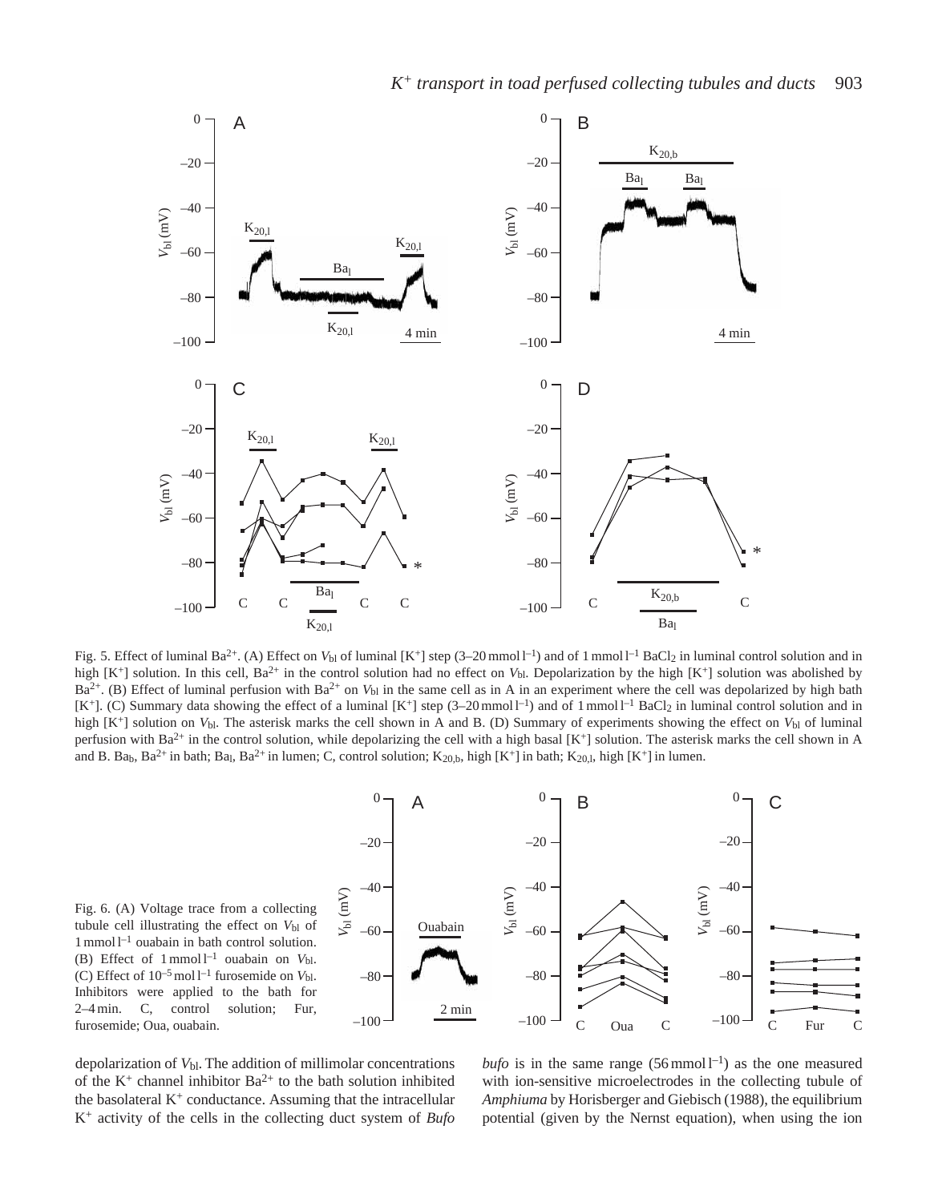Fig. 5. Effect of luminal $Ba^{2+}$. (A) Effect on $V_{bl}$ of luminal $[K^+]$ step (3–20 mmol l$^{-1}$) and of 1 mmol l$^{-1}$ $BaCl_2$ in luminal control solution and in high $[K^+]$ solution. In this cell, $Ba^{2+}$ in the control solution had no effect on $V_{bl}$. Depolarization by the high $[K^+]$ solution was abolished by $Ba^{2+}$. (B) Effect of luminal perfusion with $Ba^{2+}$ on $V_{bl}$ in the same cell as in A in an experiment where the cell was depolarized by high bath $[K^+]$. (C) Summary data showing the effect of a luminal $[K^+]$ step (3–20 mmol l$^{-1}$) and of 1 mmol l$^{-1}$ $BaCl_2$ in luminal control solution and in high $[K^+]$ solution on $V_{bl}$. The asterisk marks the cell shown in A and B. (D) Summary of experiments showing the effect on $V_{bl}$ of luminal perfusion with $Ba^{2+}$ in the control solution, while depolarizing the cell with a high basal $[K^+]$ solution. The asterisk marks the cell shown in A and B. $Ba_b$, $Ba^{2+}$ in bath; $Ba_l$, $Ba^{2+}$ in lumen; C, control solution; $K_{20,b}$, high $[K^+]$ in bath; $K_{20,l}$, high $[K^+]$ in lumen.

Fig. 6. (A) Voltage trace from a collecting tubule cell illustrating the effect on $V_{bl}$ of 1 mmol l$^{-1}$ ouabain in bath control solution. (B) Effect of 1 mmol l$^{-1}$ ouabain on $V_{bl}$. (C) Effect of $10^{-5}$ mol l$^{-1}$ furosemide on $V_{bl}$. Inhibitors were applied to the bath for 2–4 min. C, control solution; Fur, furosemide; Oua, ouabain.

depolarization of $V_{bl}$. The addition of millimolar concentrations of the $K^+$ channel inhibitor $Ba^{2+}$ to the bath solution inhibited the basolateral $K^+$ conductance. Assuming that the intracellular $K^+$ activity of the cells in the collecting duct system of *Bufo bufo* is in the same range (56 mmol l$^{-1}$) as the one measured with ion-sensitive microelectrodes in the collecting tubule of *Amphiuma* by Horisberger and Giebisch (1988), the equilibrium potential (given by the Nernst equation), when using the ion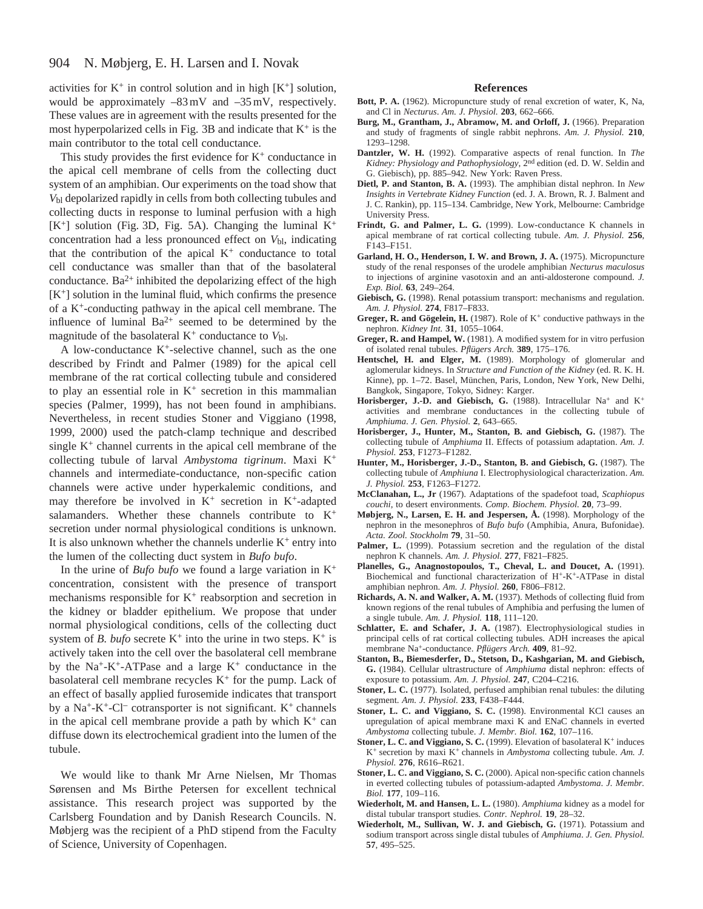activities for $K^+$ in control solution and in high $[K^+]$ solution, would be approximately –83 mV and –35 mV, respectively. These values are in agreement with the results presented for the most hyperpolarized cells in Fig. 3B and indicate that $K^+$ is the main contributor to the total cell conductance.

This study provides the first evidence for $K^+$ conductance in the apical cell membrane of cells from the collecting duct system of an amphibian. Our experiments on the toad show that $V_{bl}$ depolarized rapidly in cells from both collecting tubules and collecting ducts in response to luminal perfusion with a high $[K^+]$ solution (Fig. 3D, Fig. 5A). Changing the luminal $K^+$ concentration had a less pronounced effect on $V_{bl}$, indicating that the contribution of the apical $K^+$ conductance to total cell conductance was smaller than that of the basolateral conductance. $Ba^{2+}$ inhibited the depolarizing effect of the high $[K^+]$ solution in the luminal fluid, which confirms the presence of a $K^+$-conducting pathway in the apical cell membrane. The influence of luminal $Ba^{2+}$ seemed to be determined by the magnitude of the basolateral $K^+$ conductance to $V_{bl}$.

A low-conductance $K^+$-selective channel, such as the one described by Frindt and Palmer (1989) for the apical cell membrane of the rat cortical collecting tubule and considered to play an essential role in $K^+$ secretion in this mammalian species (Palmer, 1999), has not been found in amphibians. Nevertheless, in recent studies Stoner and Viggiano (1998, 1999, 2000) used the patch-clamp technique and described single $K^+$ channel currents in the apical cell membrane of the collecting tubule of larval *Ambystoma tigrinum*. Maxi $K^+$ channels and intermediate-conductance, non-specific cation channels were active under hyperkalemic conditions, and may therefore be involved in $K^+$ secretion in $K^+$-adapted salamanders. Whether these channels contribute to $K^+$ secretion under normal physiological conditions is unknown. It is also unknown whether the channels underlie $K^+$ entry into the lumen of the collecting duct system in *Bufo bufo*.

In the urine of *Bufo bufo* we found a large variation in $K^+$ concentration, consistent with the presence of transport mechanisms responsible for $K^+$ reabsorption and secretion in the kidney or bladder epithelium. We propose that under normal physiological conditions, cells of the collecting duct system of *B. bufo* secrete $K^+$ into the urine in two steps. $K^+$ is actively taken into the cell over the basolateral cell membrane by the $Na^+$-$K^+$-ATPase and a large $K^+$ conductance in the basolateral cell membrane recycles $K^+$ for the pump. Lack of an effect of basally applied furosemide indicates that transport by a $Na^+$-$K^+$-$Cl^-$ cotransporter is not significant. $K^+$ channels in the apical cell membrane provide a path by which $K^+$ can diffuse down its electrochemical gradient into the lumen of the tubule.

We would like to thank Mr Arne Nielsen, Mr Thomas Sørensen and Ms Birthe Petersen for excellent technical assistance. This research project was supported by the Carlsberg Foundation and by Danish Research Councils. N. Møbjerg was the recipient of a PhD stipend from the Faculty of Science, University of Copenhagen.

## References

**Bott, P. A.** (1962). Micropuncture study of renal excretion of water, K, Na, and Cl in *Necturus*. *Am. J. Physiol.* **203**, 662–666.

**Burg, M., Grantham, J., Abramow, M. and Orloff, J.** (1966). Preparation and study of fragments of single rabbit nephrons. *Am. J. Physiol.* **210**, 1293–1298.

**Dantzler, W. H.** (1992). Comparative aspects of renal function. In *The Kidney: Physiology and Pathophysiology*, 2nd edition (ed. D. W. Seldin and G. Giebisch), pp. 885–942. New York: Raven Press.

**Dietl, P. and Stanton, B. A.** (1993). The amphibian distal nephron. In *New Insights in Vertebrate Kidney Function* (ed. J. A. Brown, R. J. Balment and J. C. Rankin), pp. 115–134. Cambridge, New York, Melbourne: Cambridge University Press.

**Frindt, G. and Palmer, L. G.** (1999). Low-conductance K channels in apical membrane of rat cortical collecting tubule. *Am. J. Physiol.* **256**, F143–F151.

**Garland, H. O., Henderson, I. W. and Brown, J. A.** (1975). Micropuncture study of the renal responses of the urodele amphibian *Necturus maculosus* to injections of arginine vasotoxin and an anti-aldosterone compound. *J. Exp. Biol.* **63**, 249–264.

**Giebisch, G.** (1998). Renal potassium transport: mechanisms and regulation. *Am. J. Physiol.* **274**, F817–F833.

**Greger, R. and Gögelein, H.** (1987). Role of $K^+$ conductive pathways in the nephron. *Kidney Int.* **31**, 1055–1064.

**Greger, R. and Hampel, W.** (1981). A modified system for in vitro perfusion of isolated renal tubules. *Pflügers Arch.* **389**, 175–176.

**Hentschel, H. and Elger, M.** (1989). Morphology of glomerular and aglomerular kidneys. In *Structure and Function of the Kidney* (ed. R. K. H. Kinne), pp. 1–72. Basel, München, Paris, London, New York, New Delhi, Bangkok, Singapore, Tokyo, Sidney: Karger.

**Horisberger, J.-D. and Giebisch, G.** (1988). Intracellular $Na^+$ and $K^+$ activities and membrane conductances in the collecting tubule of *Amphiuma*. *J. Gen. Physiol.* **2**, 643–665.

**Horisberger, J., Hunter, M., Stanton, B. and Giebisch, G.** (1987). The collecting tubule of *Amphiuma* II. Effects of potassium adaptation. *Am. J. Physiol.* **253**, F1273–F1282.

**Hunter, M., Horisberger, J.-D., Stanton, B. and Giebisch, G.** (1987). The collecting tubule of *Amphiuna* I. Electrophysiological characterization. *Am. J. Physiol.* **253**, F1263–F1272.

**McClanahan, L., Jr** (1967). Adaptations of the spadefoot toad, *Scaphiopus couchi*, to desert environments. *Comp. Biochem. Physiol.* **20**, 73–99.

**Møbjerg, N., Larsen, E. H. and Jespersen, Å.** (1998). Morphology of the nephron in the mesonephros of *Bufo bufo* (Amphibia, Anura, Bufonidae). *Acta. Zool. Stockholm* **79**, 31–50.

**Palmer, L.** (1999). Potassium secretion and the regulation of the distal nephron K channels. *Am. J. Physiol.* **277**, F821–F825.

**Planelles, G., Anagnostopoulos, T., Cheval, L. and Doucet, A.** (1991). Biochemical and functional characterization of $H^+$-$K^+$-ATPase in distal amphibian nephron. *Am. J. Physiol.* **260**, F806–F812.

**Richards, A. N. and Walker, A. M.** (1937). Methods of collecting fluid from known regions of the renal tubules of Amphibia and perfusing the lumen of a single tubule. *Am. J. Physiol.* **118**, 111–120.

**Schlatter, E. and Schafer, J. A.** (1987). Electrophysiological studies in principal cells of rat cortical collecting tubules. ADH increases the apical membrane $Na^+$-conductance. *Pflügers Arch.* **409**, 81–92.

**Stanton, B., Biemesderfer, D., Stetson, D., Kashgarian, M. and Giebisch, G.** (1984). Cellular ultrastructure of *Amphiuma* distal nephron: effects of exposure to potassium. *Am. J. Physiol.* **247**, C204–C216.

**Stoner, L. C.** (1977). Isolated, perfused amphibian renal tubules: the diluting segment. *Am. J. Physiol.* **233**, F438–F444.

**Stoner, L. C. and Viggiano, S. C.** (1998). Environmental KCl causes an upregulation of apical membrane maxi K and ENaC channels in everted *Ambystoma* collecting tubule. *J. Membr. Biol.* **162**, 107–116.

**Stoner, L. C. and Viggiano, S. C.** (1999). Elevation of basolateral $K^+$ induces $K^+$ secretion by maxi $K^+$ channels in *Ambystoma* collecting tubule. *Am. J. Physiol.* **276**, R616–R621.

**Stoner, L. C. and Viggiano, S. C.** (2000). Apical non-specific cation channels in everted collecting tubules of potassium-adapted *Ambystoma*. *J. Membr. Biol.* **177**, 109–116.

**Wiederholt, M. and Hansen, L. L.** (1980). *Amphiuma* kidney as a model for distal tubular transport studies. *Contr. Nephrol.* **19**, 28–32.

**Wiederholt, M., Sullivan, W. J. and Giebisch, G.** (1971). Potassium and sodium transport across single distal tubules of *Amphiuma*. *J. Gen. Physiol.* **57**, 495–525.